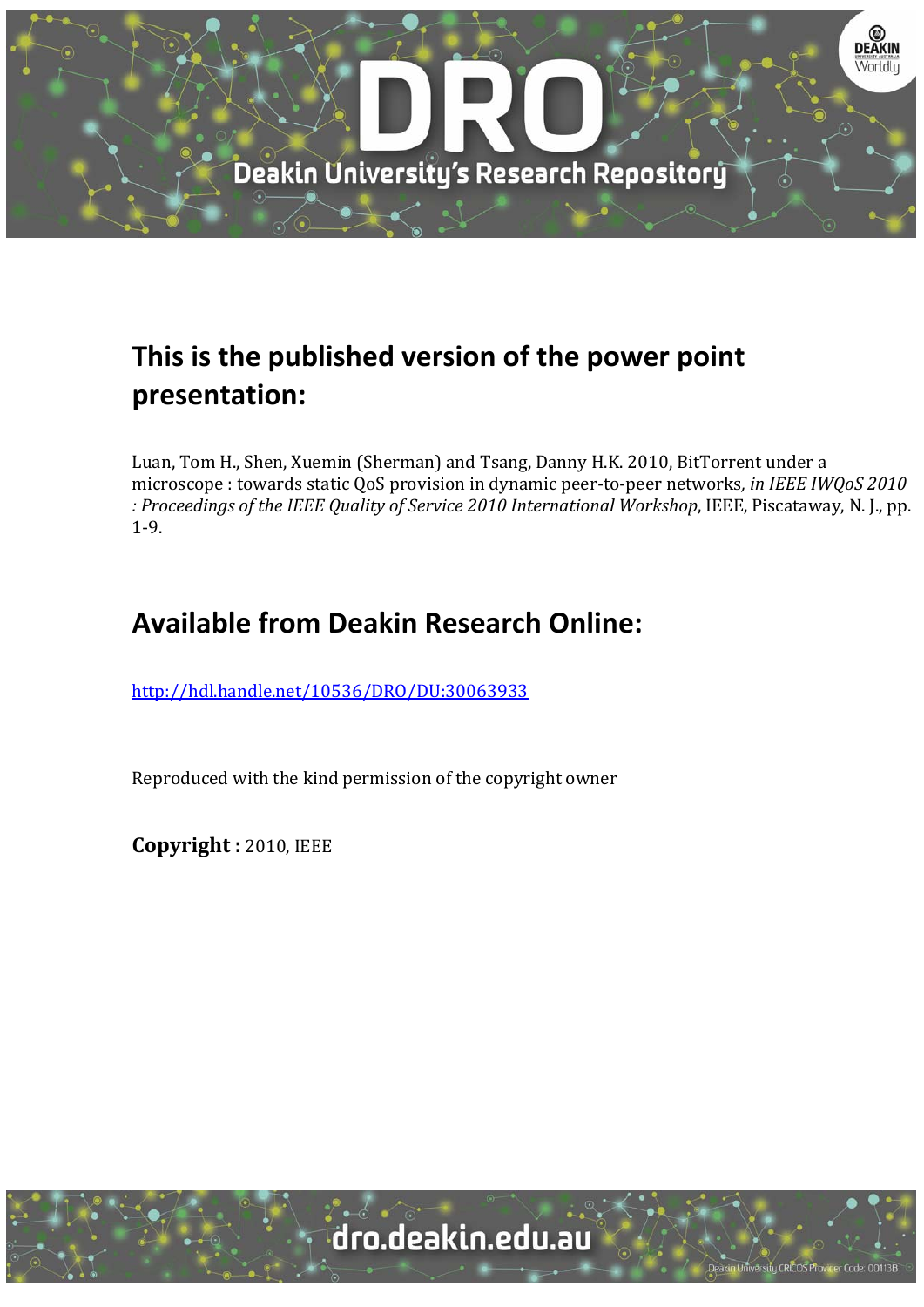# DRO

## Deakin University's Research Repository

## This is the published version of the power point presentation:

Luan, Tom H., Shen, Xuemin (Sherman) and Tsang, Danny H.K. 2010, BitTorrent under a microscope : towards static QoS provision in dynamic peer-to-peer networks*, in IEEE IWQoS 2010 : Proceedings of the IEEE Quality of Service 2010 International Workshop*, IEEE, Piscataway, N. J., pp. 1-9.

## Available from Deakin Research Online:

http://hdl.handle.net/10536/DRO/DU:30063933

Reproduced with the kind permission of the copyright owner

**Copyright :** 2010, IEEE

dro.deakin.edu.au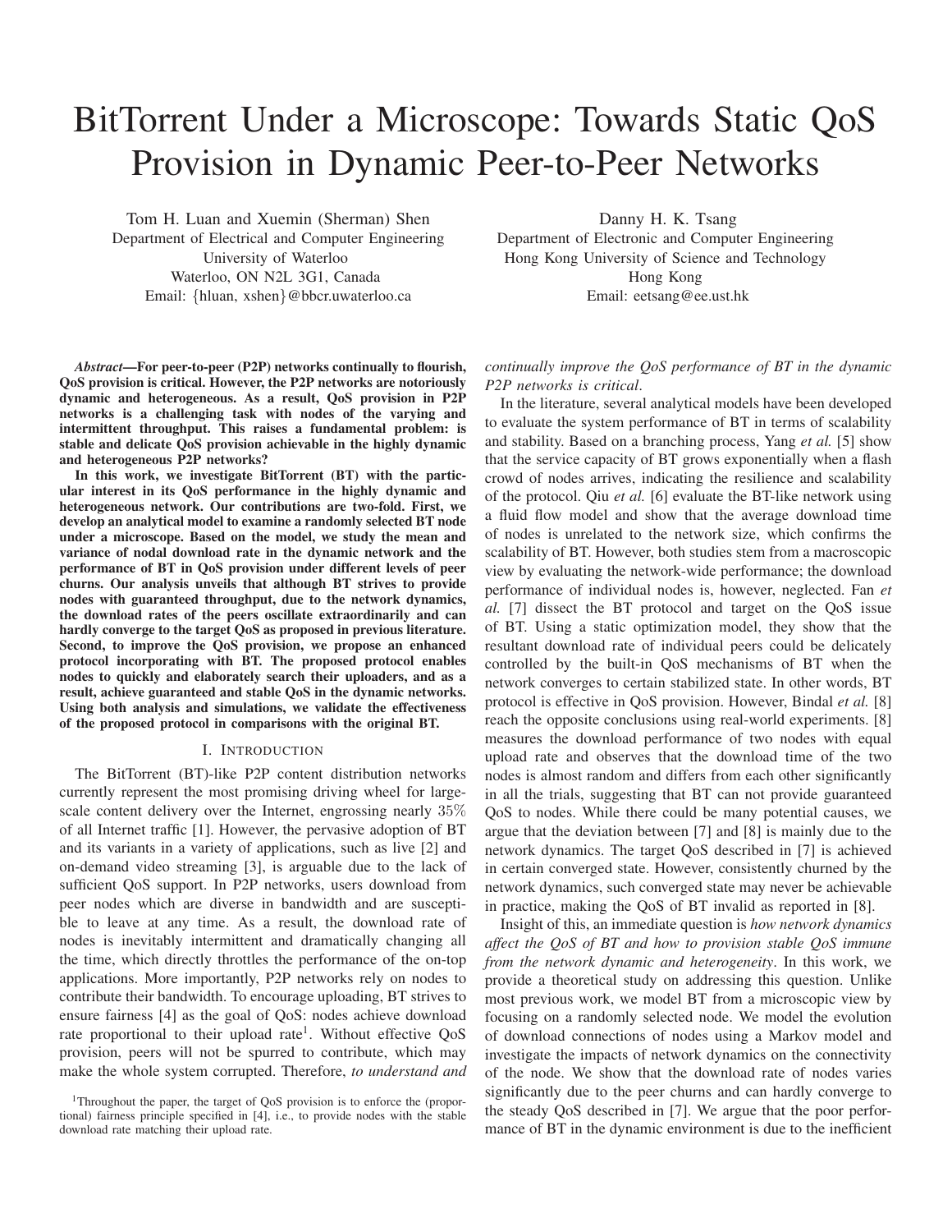# BitTorrent Under a Microscope: Towards Static QoS Provision in Dynamic Peer-to-Peer Networks

Tom H. Luan and Xuemin (Sherman) Shen
Department of Electrical and Computer Engineering
University of Waterloo
Waterloo, ON N2L 3G1, Canada
Email: {hluan, xshen}@bbcr.uwaterloo.ca

Danny H. K. Tsang
Department of Electronic and Computer Engineering
Hong Kong University of Science and Technology
Hong Kong
Email: eetsang@ee.ust.hk

***Abstract*—For peer-to-peer (P2P) networks continually to flourish, QoS provision is critical. However, the P2P networks are notoriously dynamic and heterogeneous. As a result, QoS provision in P2P networks is a challenging task with nodes of the varying and intermittent throughput. This raises a fundamental problem: is stable and delicate QoS provision achievable in the highly dynamic and heterogeneous P2P networks?**

**In this work, we investigate BitTorrent (BT) with the particular interest in its QoS performance in the highly dynamic and heterogeneous network. Our contributions are two-fold. First, we develop an analytical model to examine a randomly selected BT node under a microscope. Based on the model, we study the mean and variance of nodal download rate in the dynamic network and the performance of BT in QoS provision under different levels of peer churns. Our analysis unveils that although BT strives to provide nodes with guaranteed throughput, due to the network dynamics, the download rates of the peers oscillate extraordinarily and can hardly converge to the target QoS as proposed in previous literature. Second, to improve the QoS provision, we propose an enhanced protocol incorporating with BT. The proposed protocol enables nodes to quickly and elaborately search their uploaders, and as a result, achieve guaranteed and stable QoS in the dynamic networks. Using both analysis and simulations, we validate the effectiveness of the proposed protocol in comparisons with the original BT.**

## I. Introduction

The BitTorrent (BT)-like P2P content distribution networks currently represent the most promising driving wheel for large-scale content delivery over the Internet, engrossing nearly $35\%$ of all Internet traffic [1]. However, the pervasive adoption of BT and its variants in a variety of applications, such as live [2] and on-demand video streaming [3], is arguable due to the lack of sufficient QoS support. In P2P networks, users download from peer nodes which are diverse in bandwidth and are susceptible to leave at any time. As a result, the download rate of nodes is inevitably intermittent and dramatically changing all the time, which directly throttles the performance of the on-top applications. More importantly, P2P networks rely on nodes to contribute their bandwidth. To encourage uploading, BT strives to ensure fairness [4] as the goal of QoS: nodes achieve download rate proportional to their upload rate[1]. Without effective QoS provision, peers will not be spurred to contribute, which may make the whole system corrupted. Therefore, *to understand and continually improve the QoS performance of BT in the dynamic P2P networks is critical*.

In the literature, several analytical models have been developed to evaluate the system performance of BT in terms of scalability and stability. Based on a branching process, Yang *et al.* [5] show that the service capacity of BT grows exponentially when a flash crowd of nodes arrives, indicating the resilience and scalability of the protocol. Qiu *et al.* [6] evaluate the BT-like network using a fluid flow model and show that the average download time of nodes is unrelated to the network size, which confirms the scalability of BT. However, both studies stem from a macroscopic view by evaluating the network-wide performance; the download performance of individual nodes is, however, neglected. Fan *et al.* [7] dissect the BT protocol and target on the QoS issue of BT. Using a static optimization model, they show that the resultant download rate of individual peers could be delicately controlled by the built-in QoS mechanisms of BT when the network converges to certain stabilized state. In other words, BT protocol is effective in QoS provision. However, Bindal *et al.* [8] reach the opposite conclusions using real-world experiments. [8] measures the download performance of two nodes with equal upload rate and observes that the download time of the two nodes is almost random and differs from each other significantly in all the trials, suggesting that BT can not provide guaranteed QoS to nodes. While there could be many potential causes, we argue that the deviation between [7] and [8] is mainly due to the network dynamics. The target QoS described in [7] is achieved in certain converged state. However, consistently churned by the network dynamics, such converged state may never be achievable in practice, making the QoS of BT invalid as reported in [8].

Insight of this, an immediate question is *how network dynamics affect the QoS of BT and how to provision stable QoS immune from the network dynamic and heterogeneity*. In this work, we provide a theoretical study on addressing this question. Unlike most previous work, we model BT from a microscopic view by focusing on a randomly selected node. We model the evolution of download connections of nodes using a Markov model and investigate the impacts of network dynamics on the connectivity of the node. We show that the download rate of nodes varies significantly due to the peer churns and can hardly converge to the steady QoS described in [7]. We argue that the poor performance of BT in the dynamic environment is due to the inefficient

[1] Throughout the paper, the target of QoS provision is to enforce the (proportional) fairness principle specified in [4], i.e., to provide nodes with the stable download rate matching their upload rate.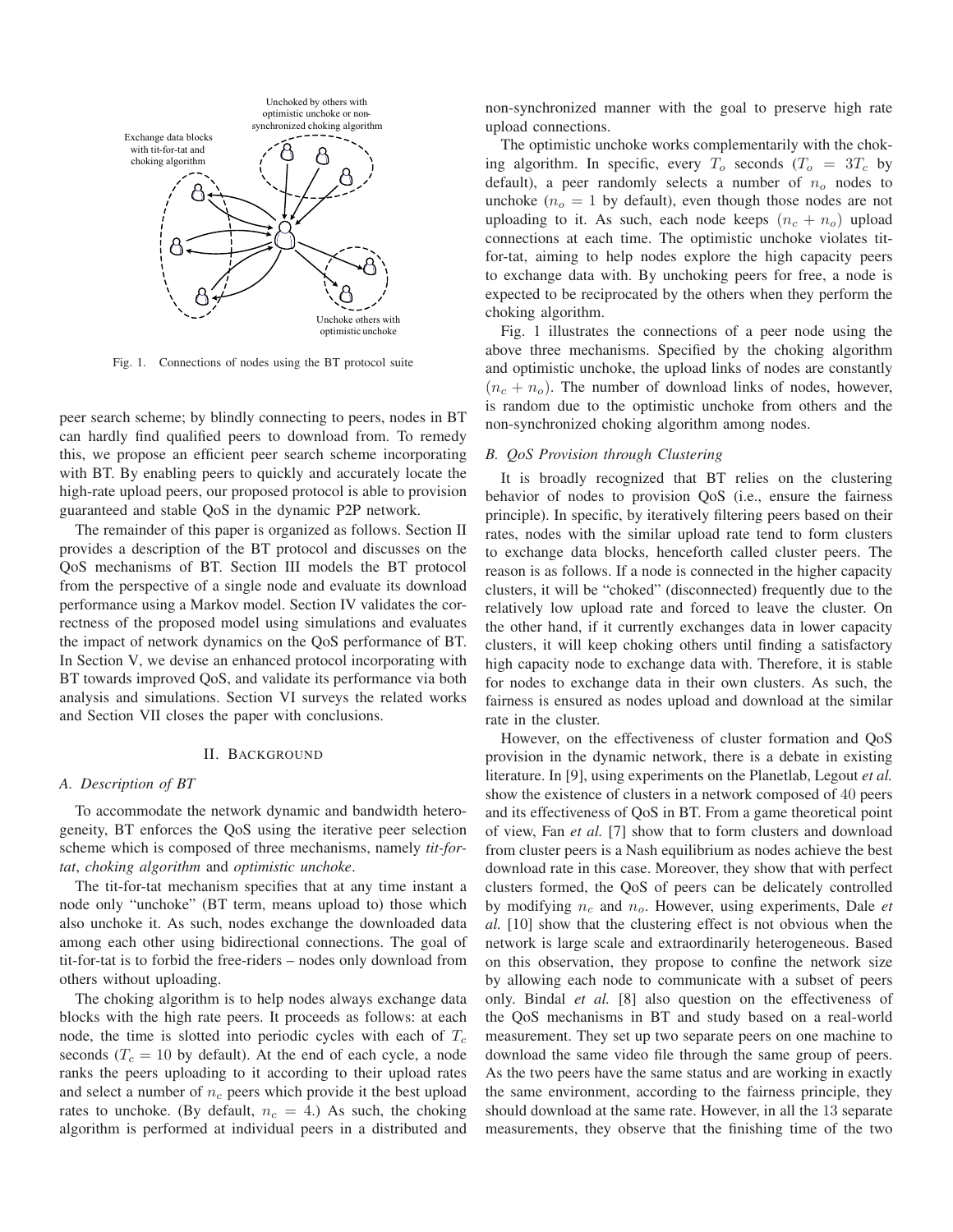Unchoked by others with optimistic unchoke or non-synchronized choking algorithm

Exchange data blocks with tit-for-tat and choking algorithm

Unchoke others with optimistic unchoke

Fig. 1. Connections of nodes using the BT protocol suite

peer search scheme; by blindly connecting to peers, nodes in BT can hardly find qualified peers to download from. To remedy this, we propose an efficient peer search scheme incorporating with BT. By enabling peers to quickly and accurately locate the high-rate upload peers, our proposed protocol is able to provision guaranteed and stable QoS in the dynamic P2P network.

The remainder of this paper is organized as follows. Section II provides a description of the BT protocol and discusses on the QoS mechanisms of BT. Section III models the BT protocol from the perspective of a single node and evaluate its download performance using a Markov model. Section IV validates the correctness of the proposed model using simulations and evaluates the impact of network dynamics on the QoS performance of BT. In Section V, we devise an enhanced protocol incorporating with BT towards improved QoS, and validate its performance via both analysis and simulations. Section VI surveys the related works and Section VII closes the paper with conclusions.

## II. Background

### A. Description of BT

To accommodate the network dynamic and bandwidth heterogeneity, BT enforces the QoS using the iterative peer selection scheme which is composed of three mechanisms, namely *tit-for-tat*, *choking algorithm* and *optimistic unchoke*.

The tit-for-tat mechanism specifies that at any time instant a node only "unchoke" (BT term, means upload to) those which also unchoke it. As such, nodes exchange the downloaded data among each other using bidirectional connections. The goal of tit-for-tat is to forbid the free-riders – nodes only download from others without uploading.

The choking algorithm is to help nodes always exchange data blocks with the high rate peers. It proceeds as follows: at each node, the time is slotted into periodic cycles with each of $T_c$ seconds ($T_c = 10$ by default). At the end of each cycle, a node ranks the peers uploading to it according to their upload rates and select a number of $n_c$ peers which provide it the best upload rates to unchoke. (By default, $n_c = 4$.) As such, the choking algorithm is performed at individual peers in a distributed and non-synchronized manner with the goal to preserve high rate upload connections.

The optimistic unchoke works complementarily with the choking algorithm. In specific, every $T_o$ seconds ($T_o = 3T_c$ by default), a peer randomly selects a number of $n_o$ nodes to unchoke ($n_o = 1$ by default), even though those nodes are not uploading to it. As such, each node keeps $(n_c + n_o)$ upload connections at each time. The optimistic unchoke violates tit-for-tat, aiming to help nodes explore the high capacity peers to exchange data with. By unchoking peers for free, a node is expected to be reciprocated by the others when they perform the choking algorithm.

Fig. 1 illustrates the connections of a peer node using the above three mechanisms. Specified by the choking algorithm and optimistic unchoke, the upload links of nodes are constantly $(n_c + n_o)$. The number of download links of nodes, however, is random due to the optimistic unchoke from others and the non-synchronized choking algorithm among nodes.

### B. QoS Provision through Clustering

It is broadly recognized that BT relies on the clustering behavior of nodes to provision QoS (i.e., ensure the fairness principle). In specific, by iteratively filtering peers based on their rates, nodes with the similar upload rate tend to form clusters to exchange data blocks, henceforth called cluster peers. The reason is as follows. If a node is connected in the higher capacity clusters, it will be "choked" (disconnected) frequently due to the relatively low upload rate and forced to leave the cluster. On the other hand, if it currently exchanges data in lower capacity clusters, it will keep choking others until finding a satisfactory high capacity node to exchange data with. Therefore, it is stable for nodes to exchange data in their own clusters. As such, the fairness is ensured as nodes upload and download at the similar rate in the cluster.

However, on the effectiveness of cluster formation and QoS provision in the dynamic network, there is a debate in existing literature. In [9], using experiments on the Planetlab, Legout *et al.* show the existence of clusters in a network composed of 40 peers and its effectiveness of QoS in BT. From a game theoretical point of view, Fan *et al.* [7] show that to form clusters and download from cluster peers is a Nash equilibrium as nodes achieve the best download rate in this case. Moreover, they show that with perfect clusters formed, the QoS of peers can be delicately controlled by modifying $n_c$ and $n_o$. However, using experiments, Dale *et al.* [10] show that the clustering effect is not obvious when the network is large scale and extraordinarily heterogeneous. Based on this observation, they propose to confine the network size by allowing each node to communicate with a subset of peers only. Bindal *et al.* [8] also question on the effectiveness of the QoS mechanisms in BT and study based on a real-world measurement. They set up two separate peers on one machine to download the same video file through the same group of peers. As the two peers have the same status and are working in exactly the same environment, according to the fairness principle, they should download at the same rate. However, in all the 13 separate measurements, they observe that the finishing time of the two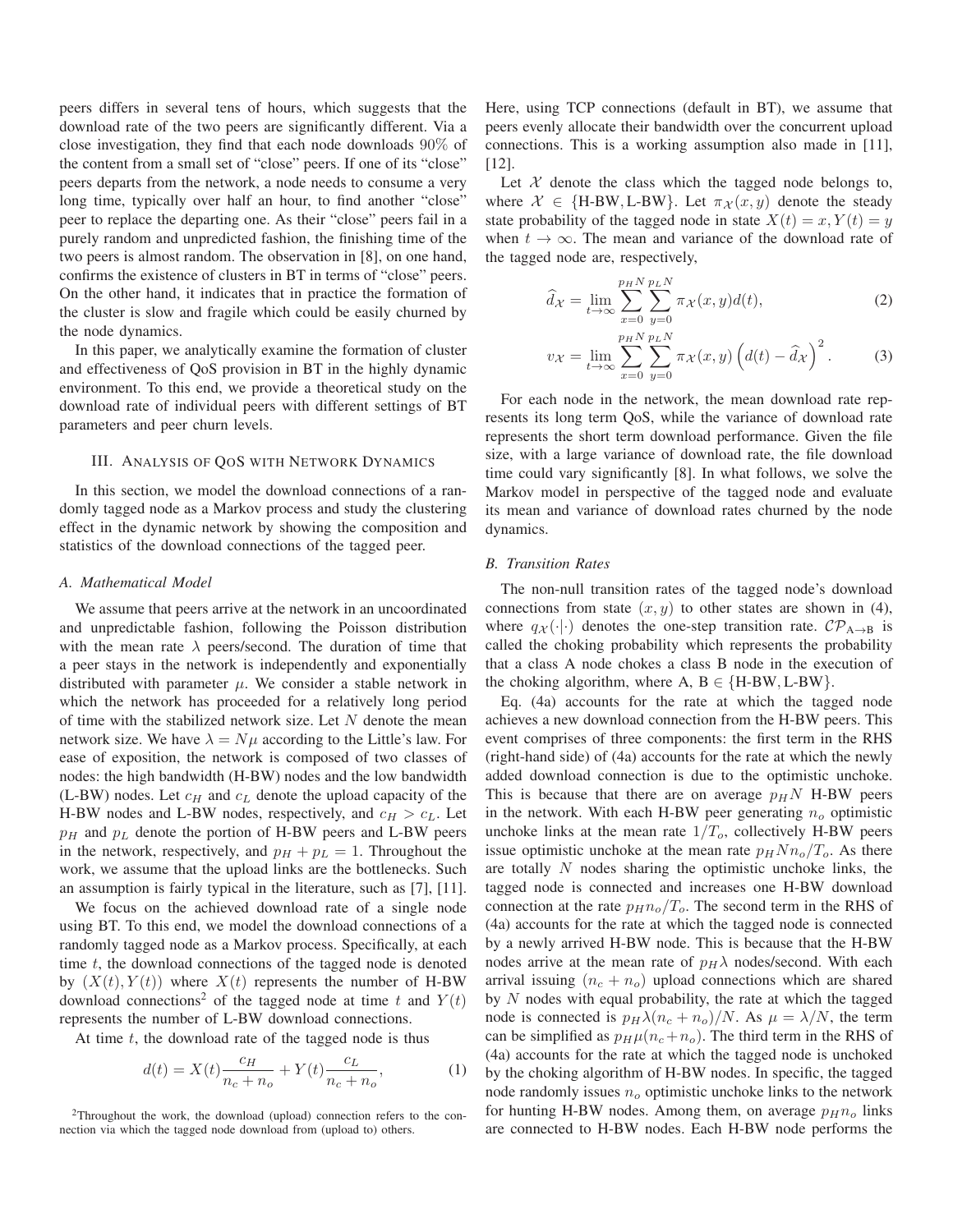peers differs in several tens of hours, which suggests that the download rate of the two peers are significantly different. Via a close investigation, they find that each node downloads 90% of the content from a small set of "close" peers. If one of its "close" peers departs from the network, a node needs to consume a very long time, typically over half an hour, to find another "close" peer to replace the departing one. As their "close" peers fail in a purely random and unpredicted fashion, the finishing time of the two peers is almost random. The observation in [8], on one hand, confirms the existence of clusters in BT in terms of "close" peers. On the other hand, it indicates that in practice the formation of the cluster is slow and fragile which could be easily churned by the node dynamics.

In this paper, we analytically examine the formation of cluster and effectiveness of QoS provision in BT in the highly dynamic environment. To this end, we provide a theoretical study on the download rate of individual peers with different settings of BT parameters and peer churn levels.

## III. Analysis of QoS with Network Dynamics

In this section, we model the download connections of a randomly tagged node as a Markov process and study the clustering effect in the dynamic network by showing the composition and statistics of the download connections of the tagged peer.

### A. Mathematical Model

We assume that peers arrive at the network in an uncoordinated and unpredictable fashion, following the Poisson distribution with the mean rate $\lambda$ peers/second. The duration of time that a peer stays in the network is independently and exponentially distributed with parameter $\mu$. We consider a stable network in which the network has proceeded for a relatively long period of time with the stabilized network size. Let $N$ denote the mean network size. We have $\lambda = N\mu$ according to the Little's law. For ease of exposition, the network is composed of two classes of nodes: the high bandwidth (H-BW) nodes and the low bandwidth (L-BW) nodes. Let $c_H$ and $c_L$ denote the upload capacity of the H-BW nodes and L-BW nodes, respectively, and $c_H > c_L$. Let $p_H$ and $p_L$ denote the portion of H-BW peers and L-BW peers in the network, respectively, and $p_H + p_L = 1$. Throughout the work, we assume that the upload links are the bottlenecks. Such an assumption is fairly typical in the literature, such as [7], [11].

We focus on the achieved download rate of a single node using BT. To this end, we model the download connections of a randomly tagged node as a Markov process. Specifically, at each time $t$, the download connections of the tagged node is denoted by $(X(t), Y(t))$ where $X(t)$ represents the number of H-BW download connections[2] of the tagged node at time $t$ and $Y(t)$ represents the number of L-BW download connections.

At time $t$, the download rate of the tagged node is thus

$$d(t) = X(t)\frac{c_H}{n_c + n_o} + Y(t)\frac{c_L}{n_c + n_o}, \tag{1}$$

[2]Throughout the work, the download (upload) connection refers to the connection via which the tagged node download from (upload to) others.

Here, using TCP connections (default in BT), we assume that peers evenly allocate their bandwidth over the concurrent upload connections. This is a working assumption also made in [11], [12].

Let $\mathcal{X}$ denote the class which the tagged node belongs to, where $\mathcal{X} \in \{\text{H-BW}, \text{L-BW}\}$. Let $\pi_{\mathcal{X}}(x, y)$ denote the steady state probability of the tagged node in state $X(t) = x, Y(t) = y$ when $t \to \infty$. The mean and variance of the download rate of the tagged node are, respectively,

$$\widehat{d}_{\mathcal{X}} = \lim_{t\to\infty} \sum_{x=0}^{p_H N} \sum_{y=0}^{p_L N} \pi_{\mathcal{X}}(x, y) d(t), \tag{2}$$

$$v_{\mathcal{X}} = \lim_{t\to\infty} \sum_{x=0}^{p_H N} \sum_{y=0}^{p_L N} \pi_{\mathcal{X}}(x, y) \left(d(t) - \widehat{d}_{\mathcal{X}}\right)^2. \tag{3}$$

For each node in the network, the mean download rate represents its long term QoS, while the variance of download rate represents the short term download performance. Given the file size, with a large variance of download rate, the file download time could vary significantly [8]. In what follows, we solve the Markov model in perspective of the tagged node and evaluate its mean and variance of download rates churned by the node dynamics.

### B. Transition Rates

The non-null transition rates of the tagged node's download connections from state $(x, y)$ to other states are shown in (4), where $q_{\mathcal{X}}(\cdot|\cdot)$ denotes the one-step transition rate. $\mathcal{CP}_{\text{A}\to\text{B}}$ is called the choking probability which represents the probability that a class A node chokes a class B node in the execution of the choking algorithm, where A, B $\in \{\text{H-BW}, \text{L-BW}\}$.

Eq. (4a) accounts for the rate at which the tagged node achieves a new download connection from the H-BW peers. This event comprises of three components: the first term in the RHS (right-hand side) of (4a) accounts for the rate at which the newly added download connection is due to the optimistic unchoke. This is because that there are on average $p_H N$ H-BW peers in the network. With each H-BW peer generating $n_o$ optimistic unchoke links at the mean rate $1/T_o$, collectively H-BW peers issue optimistic unchoke at the mean rate $p_H N n_o/T_o$. As there are totally $N$ nodes sharing the optimistic unchoke links, the tagged node is connected and increases one H-BW download connection at the rate $p_H n_o/T_o$. The second term in the RHS of (4a) accounts for the rate at which the tagged node is connected by a newly arrived H-BW node. This is because that the H-BW nodes arrive at the mean rate of $p_H\lambda$ nodes/second. With each arrival issuing $(n_c + n_o)$ upload connections which are shared by $N$ nodes with equal probability, the rate at which the tagged node is connected is $p_H\lambda(n_c + n_o)/N$. As $\mu = \lambda/N$, the term can be simplified as $p_H\mu(n_c + n_o)$. The third term in the RHS of (4a) accounts for the rate at which the tagged node is unchoked by the choking algorithm of H-BW nodes. In specific, the tagged node randomly issues $n_o$ optimistic unchoke links to the network for hunting H-BW nodes. Among them, on average $p_H n_o$ links are connected to H-BW nodes. Each H-BW node performs the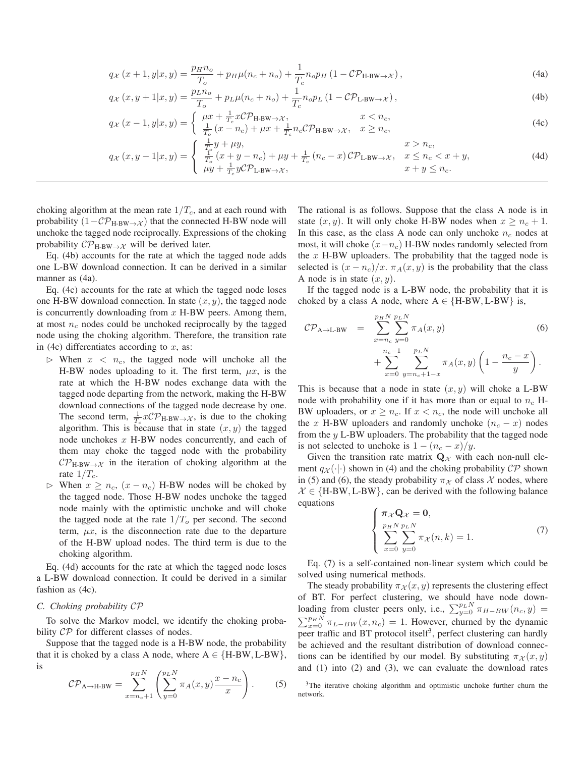$$q_{\mathcal{X}}(x+1,y|x,y) = \frac{p_H n_o}{T_o} + p_H \mu(n_c+n_o) + \frac{1}{T_c} n_o p_H \left(1 - \mathcal{CP}_{\text{H-BW}\to\mathcal{X}}\right), \tag{4a}$$

$$q_{\mathcal{X}}(x,y+1|x,y) = \frac{p_L n_o}{T_o} + p_L \mu(n_c+n_o) + \frac{1}{T_c} n_o p_L \left(1 - \mathcal{CP}_{\text{L-BW}\to\mathcal{X}}\right), \tag{4b}$$

$$q_{\mathcal{X}}(x-1,y|x,y) = \begin{cases} \mu x + \frac{1}{T_c} x \mathcal{CP}_{\text{H-BW}\to\mathcal{X}}, & x < n_c, \\ \frac{1}{T_o}(x-n_c) + \mu x + \frac{1}{T_c} n_c \mathcal{CP}_{\text{H-BW}\to\mathcal{X}}, & x \geq n_c, \end{cases} \tag{4c}$$

$$q_{\mathcal{X}}(x,y-1|x,y) = \begin{cases} \frac{1}{T_o} y + \mu y, & x > n_c, \\ \frac{1}{T_o}(x+y-n_c) + \mu y + \frac{1}{T_c}(n_c - x)\mathcal{CP}_{\text{L-BW}\to\mathcal{X}}, & x \leq n_c < x+y, \\ \mu y + \frac{1}{T_c} y \mathcal{CP}_{\text{L-BW}\to\mathcal{X}}, & x+y \leq n_c. \end{cases} \tag{4d}$$

choking algorithm at the mean rate $1/T_c$, and at each round with probability $(1-\mathcal{CP}_{\text{H-BW}\to\mathcal{X}})$ that the connected H-BW node will unchoke the tagged node reciprocally. Expressions of the choking probability $\mathcal{CP}_{\text{H-BW}\to\mathcal{X}}$ will be derived later.

Eq. (4b) accounts for the rate at which the tagged node adds one L-BW download connection. It can be derived in a similar manner as (4a).

Eq. (4c) accounts for the rate at which the tagged node loses one H-BW download connection. In state $(x, y)$, the tagged node is concurrently downloading from $x$ H-BW peers. Among them, at most $n_c$ nodes could be unchoked reciprocally by the tagged node using the choking algorithm. Therefore, the transition rate in (4c) differentiates according to $x$, as:

- ▷ When $x < n_c$, the tagged node will unchoke all the H-BW nodes uploading to it. The first term, $\mu x$, is the rate at which the H-BW nodes exchange data with the tagged node departing from the network, making the H-BW download connections of the tagged node decrease by one. The second term, $\frac{1}{T_c} x \mathcal{CP}_{\text{H-BW}\to\mathcal{X}}$, is due to the choking algorithm. This is because that in state $(x, y)$ the tagged node unchokes $x$ H-BW nodes concurrently, and each of them may choke the tagged node with the probability $\mathcal{CP}_{\text{H-BW}\to\mathcal{X}}$ in the iteration of choking algorithm at the rate $1/T_c$.
- ▷ When $x \geq n_c$, $(x - n_c)$ H-BW nodes will be choked by the tagged node. Those H-BW nodes unchoke the tagged node mainly with the optimistic unchoke and will choke the tagged node at the rate $1/T_o$ per second. The second term, $\mu x$, is the disconnection rate due to the departure of the H-BW upload nodes. The third term is due to the choking algorithm.

Eq. (4d) accounts for the rate at which the tagged node loses a L-BW download connection. It could be derived in a similar fashion as (4c).

### C. Choking probability $\mathcal{CP}$

To solve the Markov model, we identify the choking probability $\mathcal{CP}$ for different classes of nodes.

Suppose that the tagged node is a H-BW node, the probability that it is choked by a class A node, where A ∈ {H-BW, L-BW}, is

$$\mathcal{CP}_{\text{A}\to\text{H-BW}} = \sum_{x=n_c+1}^{p_H N} \left( \sum_{y=0}^{p_L N} \pi_A(x,y) \frac{x-n_c}{x} \right). \tag{5}$$

The rational is as follows. Suppose that the class A node is in state $(x, y)$. It will only choke H-BW nodes when $x \geq n_c + 1$. In this case, as the class A node can only unchoke $n_c$ nodes at most, it will choke $(x - n_c)$ H-BW nodes randomly selected from the $x$ H-BW uploaders. The probability that the tagged node is selected is $(x - n_c)/x$. $\pi_A(x, y)$ is the probability that the class A node is in state $(x, y)$.

If the tagged node is a L-BW node, the probability that it is choked by a class A node, where A ∈ {H-BW, L-BW} is,

$$\mathcal{CP}_{\text{A}\to\text{L-BW}} = \sum_{x=n_c}^{p_H N} \sum_{y=0}^{p_L N} \pi_A(x,y) + \sum_{x=0}^{n_c-1} \sum_{y=n_c+1-x}^{p_L N} \pi_A(x,y) \left(1 - \frac{n_c - x}{y}\right). \tag{6}$$

This is because that a node in state $(x, y)$ will choke a L-BW node with probability one if it has more than or equal to $n_c$ H-BW uploaders, or $x \geq n_c$. If $x < n_c$, the node will unchoke all the $x$ H-BW uploaders and randomly unchoke $(n_c - x)$ nodes from the $y$ L-BW uploaders. The probability that the tagged node is not selected to unchoke is $1 - (n_c - x)/y$.

Given the transition rate matrix $\mathbf{Q}_{\mathcal{X}}$ with each non-null element $q_{\mathcal{X}}(\cdot|\cdot)$ shown in (4) and the choking probability $\mathcal{CP}$ shown in (5) and (6), the steady probability $\pi_{\mathcal{X}}$ of class $\mathcal{X}$ nodes, where $\mathcal{X} \in$ {H-BW, L-BW}, can be derived with the following balance equations

$$\begin{cases} \boldsymbol{\pi}_{\mathcal{X}} \mathbf{Q}_{\mathcal{X}} = \mathbf{0}, \\ \sum_{x=0}^{p_H N} \sum_{y=0}^{p_L N} \pi_{\mathcal{X}}(n,k) = 1. \end{cases} \tag{7}$$

Eq. (7) is a self-contained non-linear system which could be solved using numerical methods.

The steady probability $\pi_{\mathcal{X}}(x, y)$ represents the clustering effect of BT. For perfect clustering, we should have node downloading from cluster peers only, i.e., $\sum_{y=0}^{p_L N} \pi_{H-BW}(n_c, y) = \sum_{x=0}^{p_H N} \pi_{L-BW}(x, n_c) = 1$. However, churned by the dynamic peer traffic and BT protocol itself[3], perfect clustering can hardly be achieved and the resultant distribution of download connections can be identified by our model. By substituting $\pi_{\mathcal{X}}(x, y)$ and (1) into (2) and (3), we can evaluate the download rates

[3]The iterative choking algorithm and optimistic unchoke further churn the network.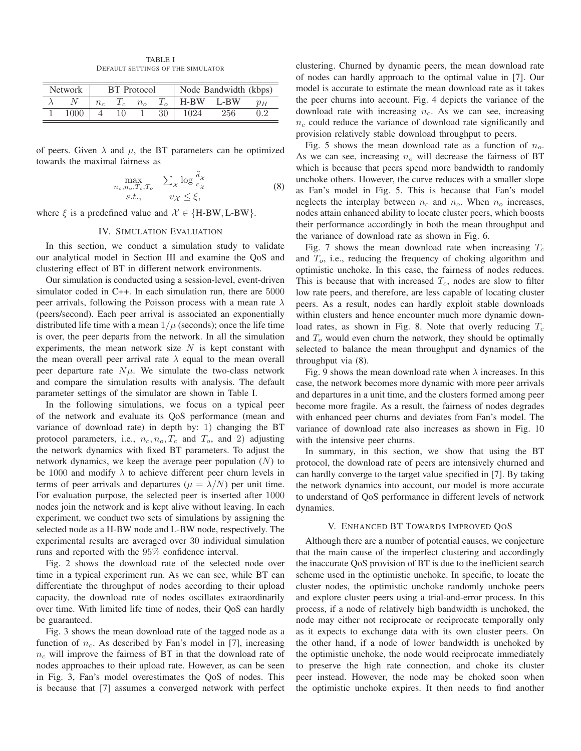TABLE I
DEFAULT SETTINGS OF THE SIMULATOR

| Network | | BT Protocol | | | | Node Bandwidth (kbps) | | |
|---|---|---|---|---|---|---|---|---|
| $\lambda$ | $N$ | $n_c$ | $T_c$ | $n_o$ | $T_o$ | H-BW | L-BW | $p_H$ |
| 1 | 1000 | 4 | 10 | 1 | 30 | 1024 | 256 | 0.2 |

of peers. Given $\lambda$ and $\mu$, the BT parameters can be optimized towards the maximal fairness as

$$\begin{array}{cc} \max\limits_{n_c, n_o, T_c, T_o} & \sum_{\mathcal{X}} \log \frac{\widehat{d}_{\mathcal{X}}}{c_{\mathcal{X}}} \\ s.t., & v_{\mathcal{X}} \leq \xi, \end{array} \tag{8}$$

where $\xi$ is a predefined value and $\mathcal{X} \in \{\text{H-BW}, \text{L-BW}\}$.

## IV. Simulation Evaluation

In this section, we conduct a simulation study to validate our analytical model in Section III and examine the QoS and clustering effect of BT in different network environments.

Our simulation is conducted using a session-level, event-driven simulator coded in C++. In each simulation run, there are 5000 peer arrivals, following the Poisson process with a mean rate $\lambda$ (peers/second). Each peer arrival is associated an exponentially distributed life time with a mean $1/\mu$ (seconds); once the life time is over, the peer departs from the network. In all the simulation experiments, the mean network size $N$ is kept constant with the mean overall peer arrival rate $\lambda$ equal to the mean overall peer departure rate $N\mu$. We simulate the two-class network and compare the simulation results with analysis. The default parameter settings of the simulator are shown in Table I.

In the following simulations, we focus on a typical peer of the network and evaluate its QoS performance (mean and variance of download rate) in depth by: 1) changing the BT protocol parameters, i.e., $n_c, n_o, T_c$ and $T_o$, and 2) adjusting the network dynamics with fixed BT parameters. To adjust the network dynamics, we keep the average peer population ($N$) to be 1000 and modify $\lambda$ to achieve different peer churn levels in terms of peer arrivals and departures ($\mu = \lambda/N$) per unit time. For evaluation purpose, the selected peer is inserted after 1000 nodes join the network and is kept alive without leaving. In each experiment, we conduct two sets of simulations by assigning the selected node as a H-BW node and L-BW node, respectively. The experimental results are averaged over 30 individual simulation runs and reported with the 95% confidence interval.

Fig. 2 shows the download rate of the selected node over time in a typical experiment run. As we can see, while BT can differentiate the throughput of nodes according to their upload capacity, the download rate of nodes oscillates extraordinarily over time. With limited life time of nodes, their QoS can hardly be guaranteed.

Fig. 3 shows the mean download rate of the tagged node as a function of $n_c$. As described by Fan's model in [7], increasing $n_c$ will improve the fairness of BT in that the download rate of nodes approaches to their upload rate. However, as can be seen in Fig. 3, Fan's model overestimates the QoS of nodes. This is because that [7] assumes a converged network with perfect clustering. Churned by dynamic peers, the mean download rate of nodes can hardly approach to the optimal value in [7]. Our model is accurate to estimate the mean download rate as it takes the peer churns into account. Fig. 4 depicts the variance of the download rate with increasing $n_c$. As we can see, increasing $n_c$ could reduce the variance of download rate significantly and provision relatively stable download throughput to peers.

Fig. 5 shows the mean download rate as a function of $n_o$. As we can see, increasing $n_o$ will decrease the fairness of BT which is because that peers spend more bandwidth to randomly unchoke others. However, the curve reduces with a smaller slope as Fan's model in Fig. 5. This is because that Fan's model neglects the interplay between $n_c$ and $n_o$. When $n_o$ increases, nodes attain enhanced ability to locate cluster peers, which boosts their performance accordingly in both the mean throughput and the variance of download rate as shown in Fig. 6.

Fig. 7 shows the mean download rate when increasing $T_c$ and $T_o$, i.e., reducing the frequency of choking algorithm and optimistic unchoke. In this case, the fairness of nodes reduces. This is because that with increased $T_c$, nodes are slow to filter low rate peers, and therefore, are less capable of locating cluster peers. As a result, nodes can hardly exploit stable downloads within clusters and hence encounter much more dynamic download rates, as shown in Fig. 8. Note that overly reducing $T_c$ and $T_o$ would even churn the network, they should be optimally selected to balance the mean throughput and dynamics of the throughput via (8).

Fig. 9 shows the mean download rate when $\lambda$ increases. In this case, the network becomes more dynamic with more peer arrivals and departures in a unit time, and the clusters formed among peer become more fragile. As a result, the fairness of nodes degrades with enhanced peer churns and deviates from Fan's model. The variance of download rate also increases as shown in Fig. 10 with the intensive peer churns.

In summary, in this section, we show that using the BT protocol, the download rate of peers are intensively churned and can hardly converge to the target value specified in [7]. By taking the network dynamics into account, our model is more accurate to understand of QoS performance in different levels of network dynamics.

## V. Enhanced BT Towards Improved QoS

Although there are a number of potential causes, we conjecture that the main cause of the imperfect clustering and accordingly the inaccurate QoS provision of BT is due to the inefficient search scheme used in the optimistic unchoke. In specific, to locate the cluster nodes, the optimistic unchoke randomly unchoke peers and explore cluster peers using a trial-and-error process. In this process, if a node of relatively high bandwidth is unchoked, the node may either not reciprocate or reciprocate temporally only as it expects to exchange data with its own cluster peers. On the other hand, if a node of lower bandwidth is unchoked by the optimistic unchoke, the node would reciprocate immediately to preserve the high rate connection, and choke its cluster peer instead. However, the node may be choked soon when the optimistic unchoke expires. It then needs to find another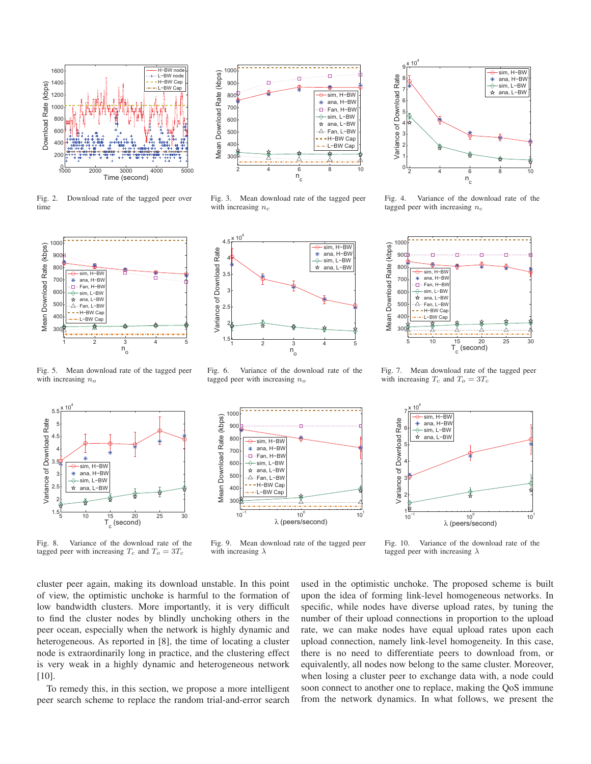Fig. 2. Download rate of the tagged peer over time

Fig. 3. Mean download rate of the tagged peer with increasing $n_c$

Fig. 4. Variance of the download rate of the tagged peer with increasing $n_c$

Fig. 5. Mean download rate of the tagged peer with increasing $n_o$

Fig. 6. Variance of the download rate of the tagged peer with increasing $n_o$

Fig. 7. Mean download rate of the tagged peer with increasing $T_c$ and $T_o = 3T_c$

Fig. 8. Variance of the download rate of the tagged peer with increasing $T_c$ and $T_o = 3T_c$

Fig. 9. Mean download rate of the tagged peer with increasing $\lambda$

Fig. 10. Variance of the download rate of the tagged peer with increasing $\lambda$

cluster peer again, making its download unstable. In this point of view, the optimistic unchoke is harmful to the formation of low bandwidth clusters. More importantly, it is very difficult to find the cluster nodes by blindly unchoking others in the peer ocean, especially when the network is highly dynamic and heterogeneous. As reported in [8], the time of locating a cluster node is extraordinarily long in practice, and the clustering effect is very weak in a highly dynamic and heterogeneous network [10].

To remedy this, in this section, we propose a more intelligent peer search scheme to replace the random trial-and-error search used in the optimistic unchoke. The proposed scheme is built upon the idea of forming link-level homogeneous networks. In specific, while nodes have diverse upload rates, by tuning the number of their upload connections in proportion to the upload rate, we can make nodes have equal upload rates upon each upload connection, namely link-level homogeneity. In this case, there is no need to differentiate peers to download from, or equivalently, all nodes now belong to the same cluster. Moreover, when losing a cluster peer to exchange data with, a node could soon connect to another one to replace, making the QoS immune from the network dynamics. In what follows, we present the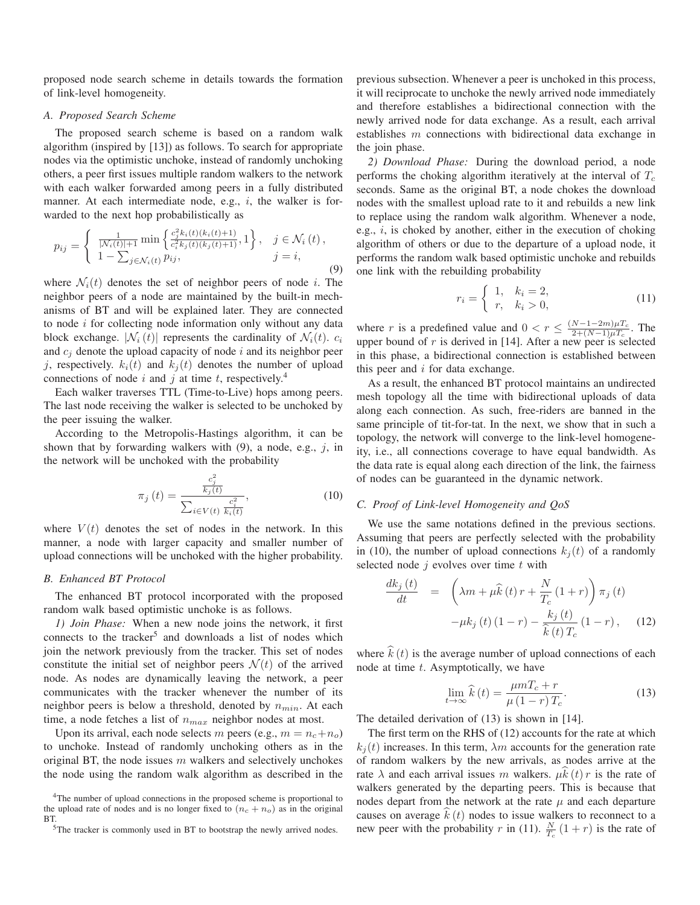proposed node search scheme in details towards the formation of link-level homogeneity.

### A. Proposed Search Scheme

The proposed search scheme is based on a random walk algorithm (inspired by [13]) as follows. To search for appropriate nodes via the optimistic unchoke, instead of randomly unchoking others, a peer first issues multiple random walkers to the network with each walker forwarded among peers in a fully distributed manner. At each intermediate node, e.g., $i$, the walker is forwarded to the next hop probabilistically as

$$p_{ij} = \begin{cases} \frac{1}{|\mathcal{N}_i(t)|+1} \min\left\{ \frac{c_j^2 k_i(t)(k_i(t)+1)}{c_i^2 k_j(t)(k_j(t)+1)}, 1 \right\}, & j \in \mathcal{N}_i(t), \\ 1 - \sum_{j \in \mathcal{N}_i(t)} p_{ij}, & j = i, \end{cases} \tag{9}$$

where $\mathcal{N}_i(t)$ denotes the set of neighbor peers of node $i$. The neighbor peers of a node are maintained by the built-in mechanisms of BT and will be explained later. They are connected to node $i$ for collecting node information only without any data block exchange. $|\mathcal{N}_i(t)|$ represents the cardinality of $\mathcal{N}_i(t)$. $c_i$ and $c_j$ denote the upload capacity of node $i$ and its neighbor peer $j$, respectively. $k_i(t)$ and $k_j(t)$ denotes the number of upload connections of node $i$ and $j$ at time $t$, respectively.[4]

Each walker traverses TTL (Time-to-Live) hops among peers. The last node receiving the walker is selected to be unchoked by the peer issuing the walker.

According to the Metropolis-Hastings algorithm, it can be shown that by forwarding walkers with (9), a node, e.g., $j$, in the network will be unchoked with the probability

$$\pi_j(t) = \frac{\frac{c_j^2}{k_j(t)}}{\sum_{i \in V(t)} \frac{c_i^2}{k_i(t)}}, \tag{10}$$

where $V(t)$ denotes the set of nodes in the network. In this manner, a node with larger capacity and smaller number of upload connections will be unchoked with the higher probability.

### B. Enhanced BT Protocol

The enhanced BT protocol incorporated with the proposed random walk based optimistic unchoke is as follows.

*1) Join Phase:* When a new node joins the network, it first connects to the tracker[5] and downloads a list of nodes which join the network previously from the tracker. This set of nodes constitute the initial set of neighbor peers $\mathcal{N}(t)$ of the arrived node. As nodes are dynamically leaving the network, a peer communicates with the tracker whenever the number of its neighbor peers is below a threshold, denoted by $n_{min}$. At each time, a node fetches a list of $n_{max}$ neighbor nodes at most.

Upon its arrival, each node selects $m$ peers (e.g., $m = n_c + n_o$) to unchoke. Instead of randomly unchoking others as in the original BT, the node issues $m$ walkers and selectively unchokes the node using the random walk algorithm as described in the previous subsection. Whenever a peer is unchoked in this process, it will reciprocate to unchoke the newly arrived node immediately and therefore establishes a bidirectional connection with the newly arrived node for data exchange. As a result, each arrival establishes $m$ connections with bidirectional data exchange in the join phase.

*2) Download Phase:* During the download period, a node performs the choking algorithm iteratively at the interval of $T_c$ seconds. Same as the original BT, a node chokes the download nodes with the smallest upload rate to it and rebuilds a new link to replace using the random walk algorithm. Whenever a node, e.g., $i$, is choked by another, either in the execution of choking algorithm of others or due to the departure of a upload node, it performs the random walk based optimistic unchoke and rebuilds one link with the rebuilding probability

$$r_i = \begin{cases} 1, & k_i = 2, \\ r, & k_i > 0, \end{cases} \tag{11}$$

where $r$ is a predefined value and $0 < r \leq \frac{(N-1-2m)\mu T_c}{2+(N-1)\mu T_c}$. The upper bound of $r$ is derived in [14]. After a new peer is selected in this phase, a bidirectional connection is established between this peer and $i$ for data exchange.

As a result, the enhanced BT protocol maintains an undirected mesh topology all the time with bidirectional uploads of data along each connection. As such, free-riders are banned in the same principle of tit-for-tat. In the next, we show that in such a topology, the network will converge to the link-level homogeneity, i.e., all connections coverage to have equal bandwidth. As the data rate is equal along each direction of the link, the fairness of nodes can be guaranteed in the dynamic network.

### C. Proof of Link-level Homogeneity and QoS

We use the same notations defined in the previous sections. Assuming that peers are perfectly selected with the probability in (10), the number of upload connections $k_j(t)$ of a randomly selected node $j$ evolves over time $t$ with

$$\begin{aligned} \frac{dk_j(t)}{dt} &= \left( \lambda m + \mu \widehat{k}(t) r + \frac{N}{T_c}(1+r) \right) \pi_j(t) \\ &\quad - \mu k_j(t)(1-r) - \frac{k_j(t)}{\widehat{k}(t) T_c}(1-r), \end{aligned} \tag{12}$$

where $\widehat{k}(t)$ is the average number of upload connections of each node at time $t$. Asymptotically, we have

$$\lim_{t \to \infty} \widehat{k}(t) = \frac{\mu m T_c + r}{\mu(1-r) T_c}. \tag{13}$$

The detailed derivation of (13) is shown in [14].

The first term on the RHS of (12) accounts for the rate at which $k_j(t)$ increases. In this term, $\lambda m$ accounts for the generation rate of random walkers by the new arrivals, as nodes arrive at the rate $\lambda$ and each arrival issues $m$ walkers. $\mu \widehat{k}(t) r$ is the rate of walkers generated by the departing peers. This is because that nodes depart from the network at the rate $\mu$ and each departure causes on average $\widehat{k}(t)$ nodes to issue walkers to reconnect to a new peer with the probability $r$ in (11). $\frac{N}{T_c}(1+r)$ is the rate of

[4] The number of upload connections in the proposed scheme is proportional to the upload rate of nodes and is no longer fixed to $(n_c + n_o)$ as in the original BT.

[5] The tracker is commonly used in BT to bootstrap the newly arrived nodes.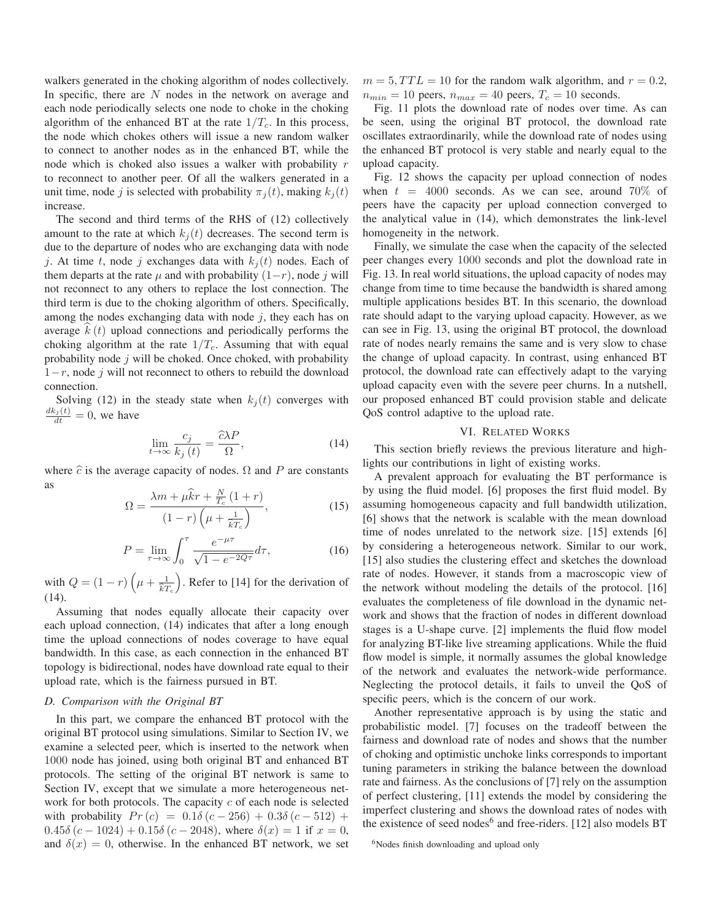walkers generated in the choking algorithm of nodes collectively. In specific, there are $N$ nodes in the network on average and each node periodically selects one node to choke in the choking algorithm of the enhanced BT at the rate $1/T_c$. In this process, the node which chokes others will issue a new random walker to connect to another nodes as in the enhanced BT, while the node which is choked also issues a walker with probability $r$ to reconnect to another peer. Of all the walkers generated in a unit time, node $j$ is selected with probability $\pi_j(t)$, making $k_j(t)$ increase.

The second and third terms of the RHS of (12) collectively amount to the rate at which $k_j(t)$ decreases. The second term is due to the departure of nodes who are exchanging data with node $j$. At time $t$, node $j$ exchanges data with $k_j(t)$ nodes. Each of them departs at the rate $\mu$ and with probability $(1-r)$, node $j$ will not reconnect to any others to replace the lost connection. The third term is due to the choking algorithm of others. Specifically, among the nodes exchanging data with node $j$, they each has on average $\widehat{k}(t)$ upload connections and periodically performs the choking algorithm at the rate $1/T_c$. Assuming that with equal probability node $j$ will be choked. Once choked, with probability $1-r$, node $j$ will not reconnect to others to rebuild the download connection.

Solving (12) in the steady state when $k_j(t)$ converges with $\frac{dk_j(t)}{dt} = 0$, we have

$$\lim_{t\to\infty} \frac{c_j}{k_j(t)} = \frac{\widehat{c}\lambda P}{\Omega}, \tag{14}$$

where $\widehat{c}$ is the average capacity of nodes. $\Omega$ and $P$ are constants as

$$\Omega = \frac{\lambda m + \mu \widehat{k} r + \frac{N}{T_c}(1+r)}{(1-r)\left(\mu + \frac{1}{kT_c}\right)}, \tag{15}$$

$$P = \lim_{\tau\to\infty} \int_0^{\tau} \frac{e^{-\mu\tau}}{\sqrt{1-e^{-2Q\tau}}} d\tau, \tag{16}$$

with $Q = (1-r)\left(\mu + \frac{1}{kT_c}\right)$. Refer to [14] for the derivation of (14).

Assuming that nodes equally allocate their capacity over each upload connection, (14) indicates that after a long enough time the upload connections of nodes coverage to have equal bandwidth. In this case, as each connection in the enhanced BT topology is bidirectional, nodes have download rate equal to their upload rate, which is the fairness pursued in BT.

### D. Comparison with the Original BT

In this part, we compare the enhanced BT protocol with the original BT protocol using simulations. Similar to Section IV, we examine a selected peer, which is inserted to the network when 1000 node has joined, using both original BT and enhanced BT protocols. The setting of the original BT network is same to Section IV, except that we simulate a more heterogeneous network for both protocols. The capacity $c$ of each node is selected with probability $Pr(c) = 0.1\delta(c-256) + 0.3\delta(c-512) + 0.45\delta(c-1024) + 0.15\delta(c-2048)$, where $\delta(x) = 1$ if $x = 0$, and $\delta(x) = 0$, otherwise. In the enhanced BT network, we set $m = 5, TTL = 10$ for the random walk algorithm, and $r = 0.2$, $n_{min} = 10$ peers, $n_{max} = 40$ peers, $T_c = 10$ seconds.

Fig. 11 plots the download rate of nodes over time. As can be seen, using the original BT protocol, the download rate oscillates extraordinarily, while the download rate of nodes using the enhanced BT protocol is very stable and nearly equal to the upload capacity.

Fig. 12 shows the capacity per upload connection of nodes when $t = 4000$ seconds. As we can see, around 70% of peers have the capacity per upload connection converged to the analytical value in (14), which demonstrates the link-level homogeneity in the network.

Finally, we simulate the case when the capacity of the selected peer changes every 1000 seconds and plot the download rate in Fig. 13. In real world situations, the upload capacity of nodes may change from time to time because the bandwidth is shared among multiple applications besides BT. In this scenario, the download rate should adapt to the varying upload capacity. However, as we can see in Fig. 13, using the original BT protocol, the download rate of nodes nearly remains the same and is very slow to chase the change of upload capacity. In contrast, using enhanced BT protocol, the download rate can effectively adapt to the varying upload capacity even with the severe peer churns. In a nutshell, our proposed enhanced BT could provision stable and delicate QoS control adaptive to the upload rate.

## VI. Related Works

This section briefly reviews the previous literature and highlights our contributions in light of existing works.

A prevalent approach for evaluating the BT performance is by using the fluid model. [6] proposes the first fluid model. By assuming homogeneous capacity and full bandwidth utilization, [6] shows that the network is scalable with the mean download time of nodes unrelated to the network size. [15] extends [6] by considering a heterogeneous network. Similar to our work, [15] also studies the clustering effect and sketches the download rate of nodes. However, it stands from a macroscopic view of the network without modeling the details of the protocol. [16] evaluates the completeness of file download in the dynamic network and shows that the fraction of nodes in different download stages is a U-shape curve. [2] implements the fluid flow model for analyzing BT-like live streaming applications. While the fluid flow model is simple, it normally assumes the global knowledge of the network and evaluates the network-wide performance. Neglecting the protocol details, it fails to unveil the QoS of specific peers, which is the concern of our work.

Another representative approach is by using the static and probabilistic model. [7] focuses on the tradeoff between the fairness and download rate of nodes and shows that the number of choking and optimistic unchoke links corresponds to important tuning parameters in striking the balance between the download rate and fairness. As the conclusions of [7] rely on the assumption of perfect clustering, [11] extends the model by considering the imperfect clustering and shows the download rates of nodes with the existence of seed nodes[6] and free-riders. [12] also models BT

[6] Nodes finish downloading and upload only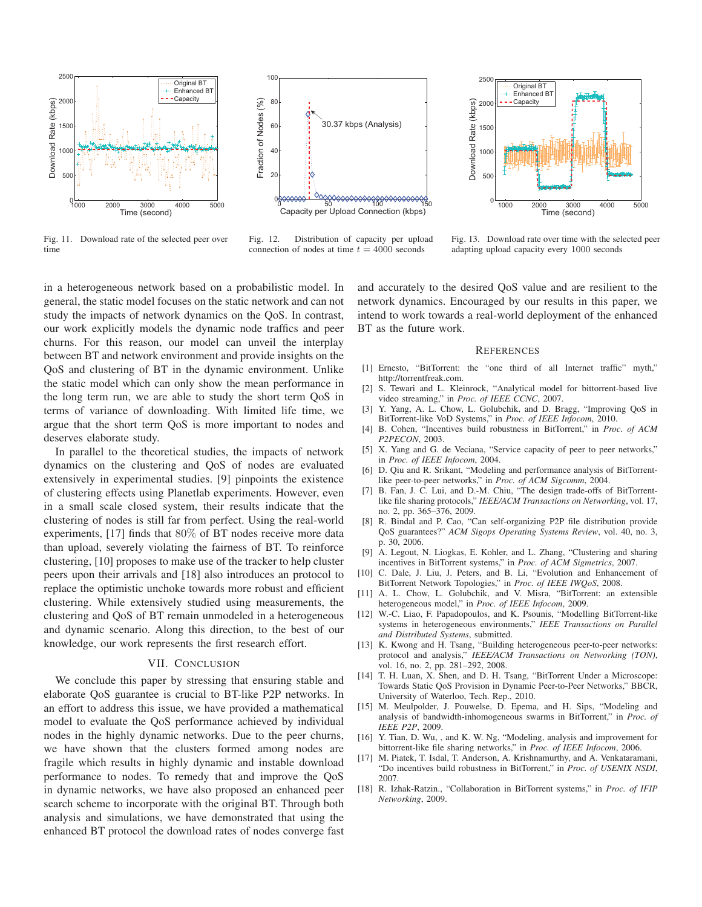Original BT
Enhanced BT
Capacity

Download Rate (kbps)

Time (second)

Fig. 11. Download rate of the selected peer over time

30.37 kbps (Analysis)

Fraction of Nodes (%)

Capacity per Upload Connection (kbps)

Fig. 12. Distribution of capacity per upload connection of nodes at time $t = 4000$ seconds

Original BT
Enhanced BT
Capacity

Download Rate (kbps)

Time (second)

Fig. 13. Download rate over time with the selected peer adapting upload capacity every 1000 seconds

in a heterogeneous network based on a probabilistic model. In general, the static model focuses on the static network and can not study the impacts of network dynamics on the QoS. In contrast, our work explicitly models the dynamic node traffics and peer churns. For this reason, our model can unveil the interplay between BT and network environment and provide insights on the QoS and clustering of BT in the dynamic environment. Unlike the static model which can only show the mean performance in the long term run, we are able to study the short term QoS in terms of variance of downloading. With limited life time, we argue that the short term QoS is more important to nodes and deserves elaborate study.

In parallel to the theoretical studies, the impacts of network dynamics on the clustering and QoS of nodes are evaluated extensively in experimental studies. [9] pinpoints the existence of clustering effects using Planetlab experiments. However, even in a small scale closed system, their results indicate that the clustering of nodes is still far from perfect. Using the real-world experiments, [17] finds that $80\%$ of BT nodes receive more data than upload, severely violating the fairness of BT. To reinforce clustering, [10] proposes to make use of the tracker to help cluster peers upon their arrivals and [18] also introduces an protocol to replace the optimistic unchoke towards more robust and efficient clustering. While extensively studied using measurements, the clustering and QoS of BT remain unmodeled in a heterogeneous and dynamic scenario. Along this direction, to the best of our knowledge, our work represents the first research effort.

## VII. Conclusion

We conclude this paper by stressing that ensuring stable and elaborate QoS guarantee is crucial to BT-like P2P networks. In an effort to address this issue, we have provided a mathematical model to evaluate the QoS performance achieved by individual nodes in the highly dynamic networks. Due to the peer churns, we have shown that the clusters formed among nodes are fragile which results in highly dynamic and instable download performance to nodes. To remedy that and improve the QoS in dynamic networks, we have also proposed an enhanced peer search scheme to incorporate with the original BT. Through both analysis and simulations, we have demonstrated that using the enhanced BT protocol the download rates of nodes converge fast and accurately to the desired QoS value and are resilient to the network dynamics. Encouraged by our results in this paper, we intend to work towards a real-world deployment of the enhanced BT as the future work.

## References

[1] Ernesto, "BitTorrent: the "one third of all Internet traffic" myth," http://torrentfreak.com.

[2] S. Tewari and L. Kleinrock, "Analytical model for bittorrent-based live video streaming," in *Proc. of IEEE CCNC*, 2007.

[3] Y. Yang, A. L. Chow, L. Golubchik, and D. Bragg, "Improving QoS in BitTorrent-like VoD Systems," in *Proc. of IEEE Infocom*, 2010.

[4] B. Cohen, "Incentives build robustness in BitTorrent," in *Proc. of ACM P2PECON*, 2003.

[5] X. Yang and G. de Veciana, "Service capacity of peer to peer networks," in *Proc. of IEEE Infocom*, 2004.

[6] D. Qiu and R. Srikant, "Modeling and performance analysis of BitTorrent-like peer-to-peer networks," in *Proc. of ACM Sigcomm*, 2004.

[7] B. Fan, J. C. Lui, and D.-M. Chiu, "The design trade-offs of BitTorrent-like file sharing protocols," *IEEE/ACM Transactions on Networking*, vol. 17, no. 2, pp. 365–376, 2009.

[8] R. Bindal and P. Cao, "Can self-organizing P2P file distribution provide QoS guarantees?" *ACM Sigops Operating Systems Review*, vol. 40, no. 3, p. 30, 2006.

[9] A. Legout, N. Liogkas, E. Kohler, and L. Zhang, "Clustering and sharing incentives in BitTorrent systems," in *Proc. of ACM Sigmetrics*, 2007.

[10] C. Dale, J. Liu, J. Peters, and B. Li, "Evolution and Enhancement of BitTorrent Network Topologies," in *Proc. of IEEE IWQoS*, 2008.

[11] A. L. Chow, L. Golubchik, and V. Misra, "BitTorrent: an extensible heterogeneous model," in *Proc. of IEEE Infocom*, 2009.

[12] W.-C. Liao, F. Papadopoulos, and K. Psounis, "Modelling BitTorrent-like systems in heterogeneous environments," *IEEE Transactions on Parallel and Distributed Systems*, submitted.

[13] K. Kwong and H. Tsang, "Building heterogeneous peer-to-peer networks: protocol and analysis," *IEEE/ACM Transactions on Networking (TON)*, vol. 16, no. 2, pp. 281–292, 2008.

[14] T. H. Luan, X. Shen, and D. H. Tsang, "BitTorrent Under a Microscope: Towards Static QoS Provision in Dynamic Peer-to-Peer Networks," BBCR, University of Waterloo, Tech. Rep., 2010.

[15] M. Meulpolder, J. Pouwelse, D. Epema, and H. Sips, "Modeling and analysis of bandwidth-inhomogeneous swarms in BitTorrent," in *Proc. of IEEE P2P*, 2009.

[16] Y. Tian, D. Wu, , and K. W. Ng, "Modeling, analysis and improvement for BitTorrent-like file sharing networks," in *Proc. of IEEE Infocom*, 2006.

[17] M. Piatek, T. Isdal, T. Anderson, A. Krishnamurthy, and A. Venkataramani, "Do incentives build robustness in BitTorrent," in *Proc. of USENIX NSDI*, 2007.

[18] R. Izhak-Ratzin., "Collaboration in BitTorrent systems," in *Proc. of IFIP Networking*, 2009.